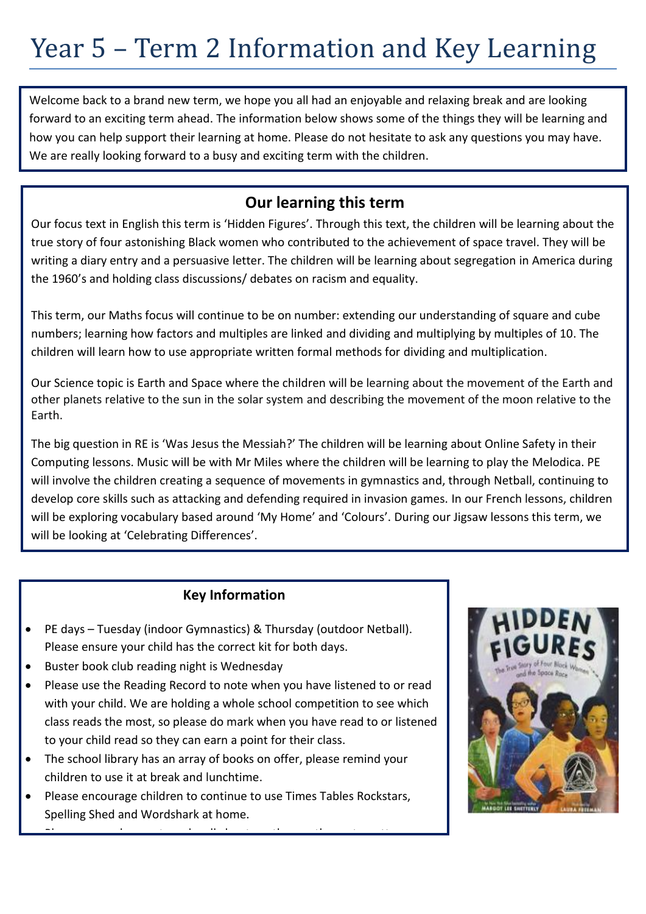# Year 5 – Term 2 Information and Key Learning

Welcome back to a brand new term, we hope you all had an enjoyable and relaxing break and are looking forward to an exciting term ahead. The information below shows some of the things they will be learning and how you can help support their learning at home. Please do not hesitate to ask any questions you may have. We are really looking forward to a busy and exciting term with the children.

## Our learning this term

Our focus text in English this term is 'Hidden Figures'. Through this text, the children will be learning about the true story of four astonishing Black women who contributed to the achievement of space travel. They will be writing a diary entry and a persuasive letter. The children will be learning about segregation in America during the 1960's and holding class discussions/ debates on racism and equality.

This term, our Maths focus will continue to be on number: extending our understanding of square and cube numbers; learning how factors and multiples are linked and dividing and multiplying by multiples of 10. The children will learn how to use appropriate written formal methods for dividing and multiplication.

Our Science topic is Earth and Space where the children will be learning about the movement of the Earth and other planets relative to the sun in the solar system and describing the movement of the moon relative to the Earth.

The big question in RE is 'Was Jesus the Messiah?' The children will be learning about Online Safety in their Computing lessons. Music will be with Mr Miles where the children will be learning to play the Melodica. PE will involve the children creating a sequence of movements in gymnastics and, through Netball, continuing to develop core skills such as attacking and defending required in invasion games. In our French lessons, children will be exploring vocabulary based around 'My Home' and 'Colours'. During our Jigsaw lessons this term, we will be looking at 'Celebrating Differences'.

## Key Information

- PE days – Tuesday (indoor Gymnastics) & Thursday (outdoor Netball). Please ensure your child has the correct kit for both days.
- Buster book club reading night is Wednesday
- Please use the Reading Record to note when you have listened to or read with your child. We are holding a whole school competition to see which class reads the most, so please do mark when you have read to or listened to your child read so they can earn a point for their class.
- The school library has an array of books on offer, please remind your children to use it at break and lunchtime.
- Please encourage children to continue to use Times Tables Rockstars, Spelling Shed and Wordshark at home.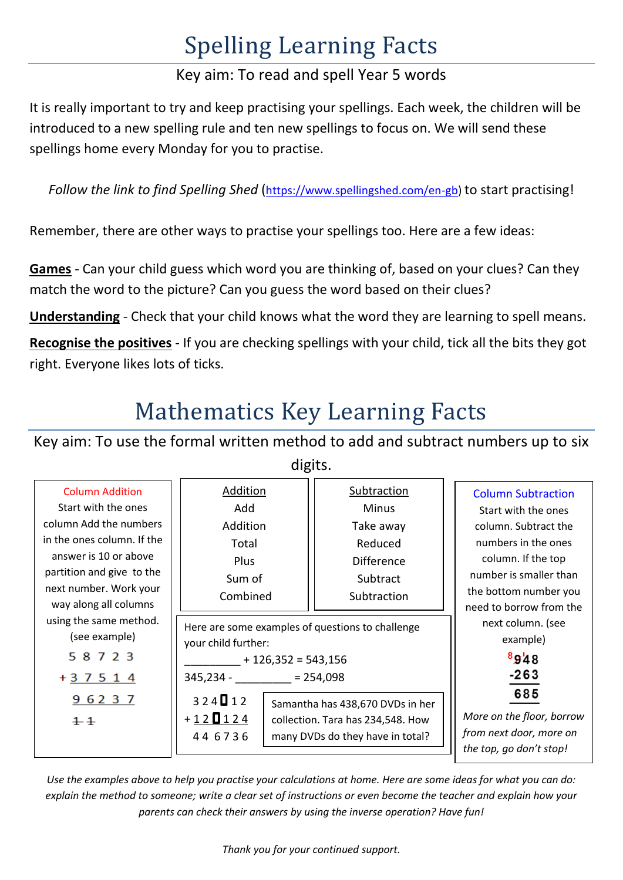# Spelling Learning Facts

Key aim: To read and spell Year 5 words

It is really important to try and keep practising your spellings. Each week, the children will be introduced to a new spelling rule and ten new spellings to focus on. We will send these spellings home every Monday for you to practise.

*Follow the link to find Spelling Shed* (https://www.spellingshed.com/en-gb) to start practising!

Remember, there are other ways to practise your spellings too. Here are a few ideas:

**Games** - Can your child guess which word you are thinking of, based on your clues? Can they match the word to the picture? Can you guess the word based on their clues?

**Understanding** - Check that your child knows what the word they are learning to spell means.

**Recognise the positives** - If you are checking spellings with your child, tick all the bits they got right. Everyone likes lots of ticks.

# Mathematics Key Learning Facts

Key aim: To use the formal written method to add and subtract numbers up to six digits.

**Column Addition**

Start with the ones column Add the numbers in the ones column. If the answer is 10 or above partition and give to the next number. Work your way along all columns using the same method. (see example)

```
  5 8 7 2 3
+ 3 7 5 1 4
  9 6 2 3 7
  1 1
```

| Addition | Subtraction |
|---|---|
| Add | Minus |
| Addition | Take away |
| Total | Reduced |
| Plus | Difference |
| Sum of | Subtract |
| Combined | Subtraction |

Here are some examples of questions to challenge your child further:

_________ + 126,352 = 543,156

345,234 - _________ = 254,098

```
  3 2 4 ▯ 1 2
+ 1 2 ▯ 1 2 4
  4 4 6 7 3 6
```

Samantha has 438,670 DVDs in her collection. Tara has 234,548. How many DVDs do they have in total?

**Column Subtraction**

Start with the ones column. Subtract the numbers in the ones column. If the top number is smaller than the bottom number you need to borrow from the next column. (see example)

```
 8 1
 9 4 8
-2 6 3
 6 8 5
```

*More on the floor, borrow from next door, more on the top, go don't stop!*

*Use the examples above to help you practise your calculations at home. Here are some ideas for what you can do: explain the method to someone; write a clear set of instructions or even become the teacher and explain how your parents can check their answers by using the inverse operation? Have fun!*

*Thank you for your continued support.*